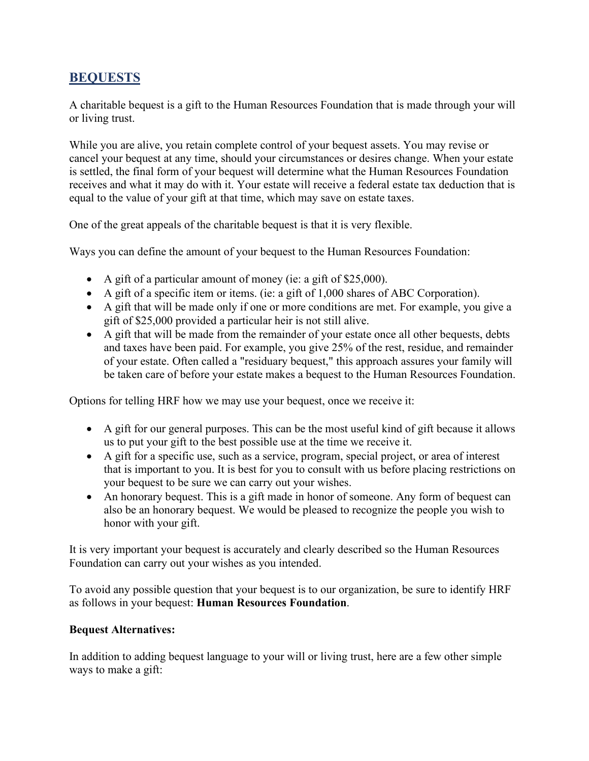## BEQUESTS

A charitable bequest is a gift to the Human Resources Foundation that is made through your will or living trust.

While you are alive, you retain complete control of your bequest assets. You may revise or cancel your bequest at any time, should your circumstances or desires change. When your estate is settled, the final form of your bequest will determine what the Human Resources Foundation receives and what it may do with it. Your estate will receive a federal estate tax deduction that is equal to the value of your gift at that time, which may save on estate taxes.

One of the great appeals of the charitable bequest is that it is very flexible.

Ways you can define the amount of your bequest to the Human Resources Foundation:

- A gift of a particular amount of money (ie: a gift of $25,000).
- A gift of a specific item or items. (ie: a gift of 1,000 shares of ABC Corporation).
- A gift that will be made only if one or more conditions are met. For example, you give a gift of $25,000 provided a particular heir is not still alive.
- A gift that will be made from the remainder of your estate once all other bequests, debts and taxes have been paid. For example, you give 25% of the rest, residue, and remainder of your estate. Often called a "residuary bequest," this approach assures your family will be taken care of before your estate makes a bequest to the Human Resources Foundation.

Options for telling HRF how we may use your bequest, once we receive it:

- A gift for our general purposes. This can be the most useful kind of gift because it allows us to put your gift to the best possible use at the time we receive it.
- A gift for a specific use, such as a service, program, special project, or area of interest that is important to you. It is best for you to consult with us before placing restrictions on your bequest to be sure we can carry out your wishes.
- An honorary bequest. This is a gift made in honor of someone. Any form of bequest can also be an honorary bequest. We would be pleased to recognize the people you wish to honor with your gift.

It is very important your bequest is accurately and clearly described so the Human Resources Foundation can carry out your wishes as you intended.

To avoid any possible question that your bequest is to our organization, be sure to identify HRF as follows in your bequest: **Human Resources Foundation**.

**Bequest Alternatives:**

In addition to adding bequest language to your will or living trust, here are a few other simple ways to make a gift: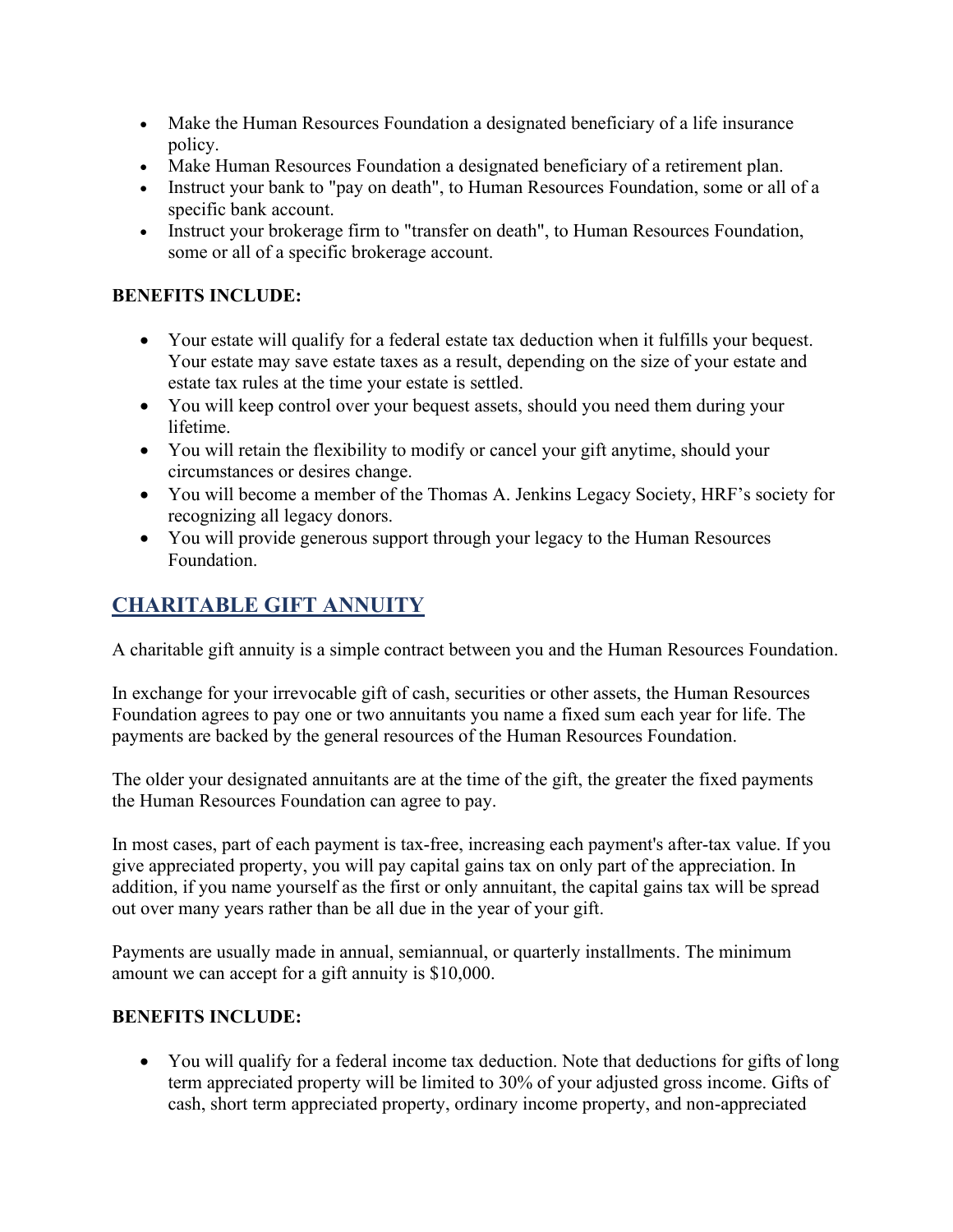- Make the Human Resources Foundation a designated beneficiary of a life insurance policy.
- Make Human Resources Foundation a designated beneficiary of a retirement plan.
- Instruct your bank to "pay on death", to Human Resources Foundation, some or all of a specific bank account.
- Instruct your brokerage firm to "transfer on death", to Human Resources Foundation, some or all of a specific brokerage account.

**BENEFITS INCLUDE:**

- Your estate will qualify for a federal estate tax deduction when it fulfills your bequest. Your estate may save estate taxes as a result, depending on the size of your estate and estate tax rules at the time your estate is settled.
- You will keep control over your bequest assets, should you need them during your lifetime.
- You will retain the flexibility to modify or cancel your gift anytime, should your circumstances or desires change.
- You will become a member of the Thomas A. Jenkins Legacy Society, HRF's society for recognizing all legacy donors.
- You will provide generous support through your legacy to the Human Resources Foundation.

## CHARITABLE GIFT ANNUITY

A charitable gift annuity is a simple contract between you and the Human Resources Foundation.

In exchange for your irrevocable gift of cash, securities or other assets, the Human Resources Foundation agrees to pay one or two annuitants you name a fixed sum each year for life. The payments are backed by the general resources of the Human Resources Foundation.

The older your designated annuitants are at the time of the gift, the greater the fixed payments the Human Resources Foundation can agree to pay.

In most cases, part of each payment is tax-free, increasing each payment's after-tax value. If you give appreciated property, you will pay capital gains tax on only part of the appreciation. In addition, if you name yourself as the first or only annuitant, the capital gains tax will be spread out over many years rather than be all due in the year of your gift.

Payments are usually made in annual, semiannual, or quarterly installments. The minimum amount we can accept for a gift annuity is $10,000.

**BENEFITS INCLUDE:**

- You will qualify for a federal income tax deduction. Note that deductions for gifts of long term appreciated property will be limited to 30% of your adjusted gross income. Gifts of cash, short term appreciated property, ordinary income property, and non-appreciated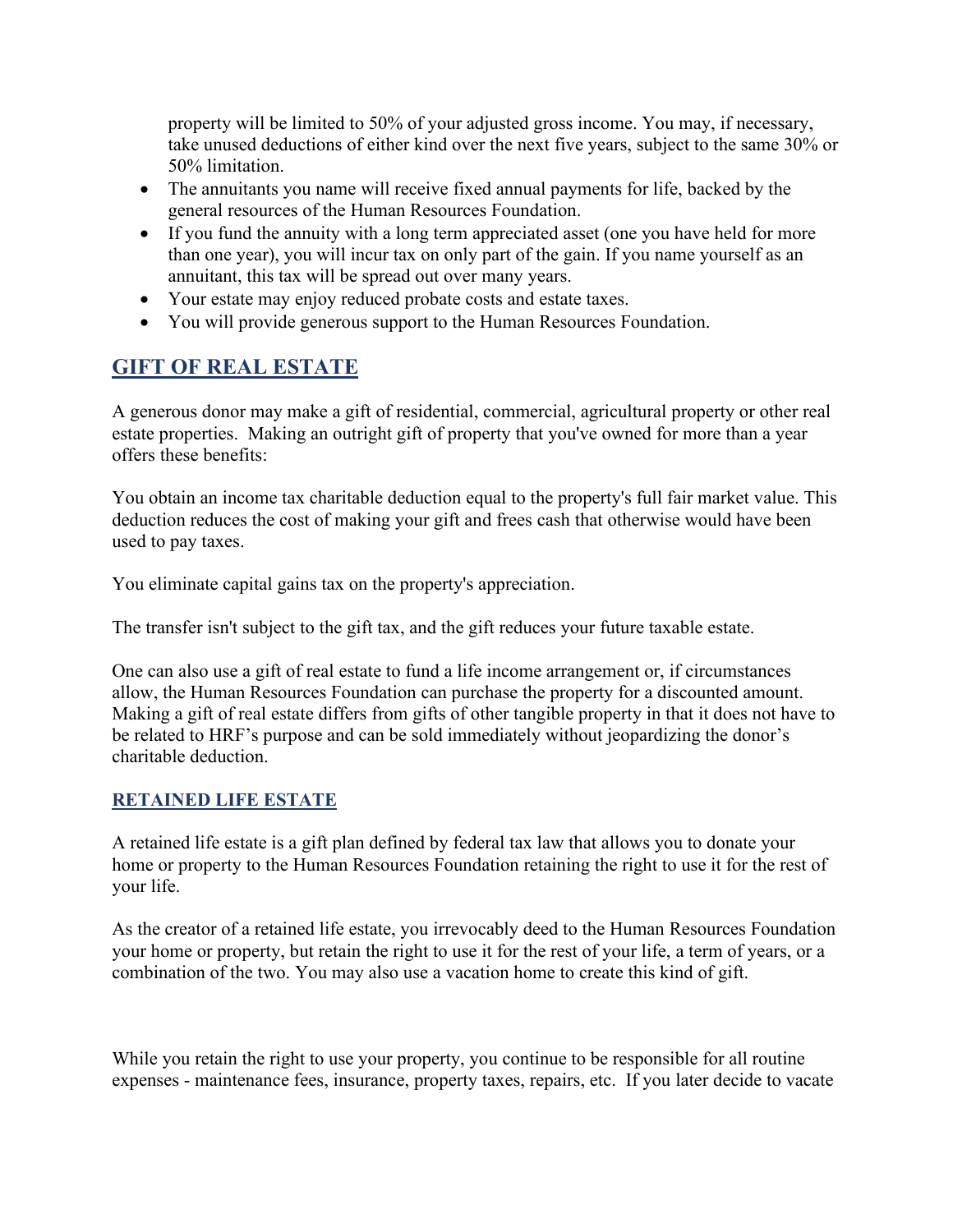property will be limited to 50% of your adjusted gross income. You may, if necessary, take unused deductions of either kind over the next five years, subject to the same 30% or 50% limitation.

- The annuitants you name will receive fixed annual payments for life, backed by the general resources of the Human Resources Foundation.
- If you fund the annuity with a long term appreciated asset (one you have held for more than one year), you will incur tax on only part of the gain. If you name yourself as an annuitant, this tax will be spread out over many years.
- Your estate may enjoy reduced probate costs and estate taxes.
- You will provide generous support to the Human Resources Foundation.

## GIFT OF REAL ESTATE

A generous donor may make a gift of residential, commercial, agricultural property or other real estate properties. Making an outright gift of property that you've owned for more than a year offers these benefits:

You obtain an income tax charitable deduction equal to the property's full fair market value. This deduction reduces the cost of making your gift and frees cash that otherwise would have been used to pay taxes.

You eliminate capital gains tax on the property's appreciation.

The transfer isn't subject to the gift tax, and the gift reduces your future taxable estate.

One can also use a gift of real estate to fund a life income arrangement or, if circumstances allow, the Human Resources Foundation can purchase the property for a discounted amount. Making a gift of real estate differs from gifts of other tangible property in that it does not have to be related to HRF's purpose and can be sold immediately without jeopardizing the donor's charitable deduction.

### RETAINED LIFE ESTATE

A retained life estate is a gift plan defined by federal tax law that allows you to donate your home or property to the Human Resources Foundation retaining the right to use it for the rest of your life.

As the creator of a retained life estate, you irrevocably deed to the Human Resources Foundation your home or property, but retain the right to use it for the rest of your life, a term of years, or a combination of the two. You may also use a vacation home to create this kind of gift.

While you retain the right to use your property, you continue to be responsible for all routine expenses - maintenance fees, insurance, property taxes, repairs, etc. If you later decide to vacate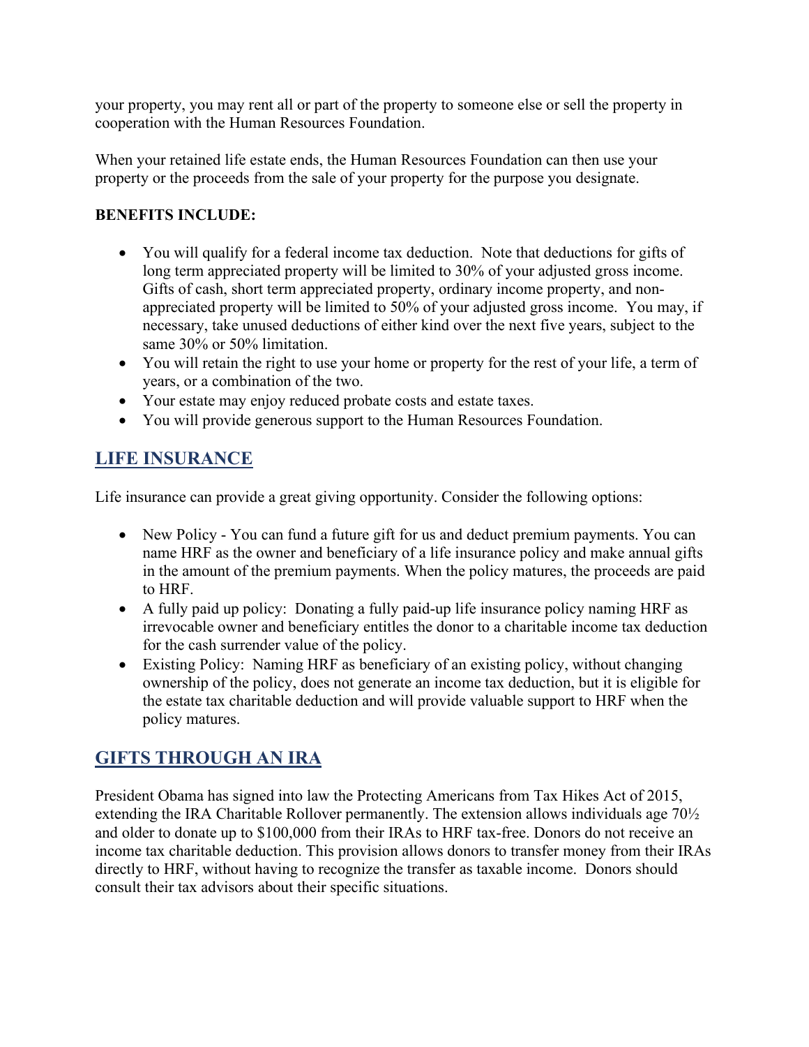your property, you may rent all or part of the property to someone else or sell the property in cooperation with the Human Resources Foundation.

When your retained life estate ends, the Human Resources Foundation can then use your property or the proceeds from the sale of your property for the purpose you designate.

**BENEFITS INCLUDE:**

- You will qualify for a federal income tax deduction. Note that deductions for gifts of long term appreciated property will be limited to 30% of your adjusted gross income. Gifts of cash, short term appreciated property, ordinary income property, and non-appreciated property will be limited to 50% of your adjusted gross income. You may, if necessary, take unused deductions of either kind over the next five years, subject to the same 30% or 50% limitation.
- You will retain the right to use your home or property for the rest of your life, a term of years, or a combination of the two.
- Your estate may enjoy reduced probate costs and estate taxes.
- You will provide generous support to the Human Resources Foundation.

## LIFE INSURANCE

Life insurance can provide a great giving opportunity. Consider the following options:

- New Policy - You can fund a future gift for us and deduct premium payments. You can name HRF as the owner and beneficiary of a life insurance policy and make annual gifts in the amount of the premium payments. When the policy matures, the proceeds are paid to HRF.
- A fully paid up policy: Donating a fully paid-up life insurance policy naming HRF as irrevocable owner and beneficiary entitles the donor to a charitable income tax deduction for the cash surrender value of the policy.
- Existing Policy: Naming HRF as beneficiary of an existing policy, without changing ownership of the policy, does not generate an income tax deduction, but it is eligible for the estate tax charitable deduction and will provide valuable support to HRF when the policy matures.

## GIFTS THROUGH AN IRA

President Obama has signed into law the Protecting Americans from Tax Hikes Act of 2015, extending the IRA Charitable Rollover permanently. The extension allows individuals age 70½ and older to donate up to $100,000 from their IRAs to HRF tax-free. Donors do not receive an income tax charitable deduction. This provision allows donors to transfer money from their IRAs directly to HRF, without having to recognize the transfer as taxable income. Donors should consult their tax advisors about their specific situations.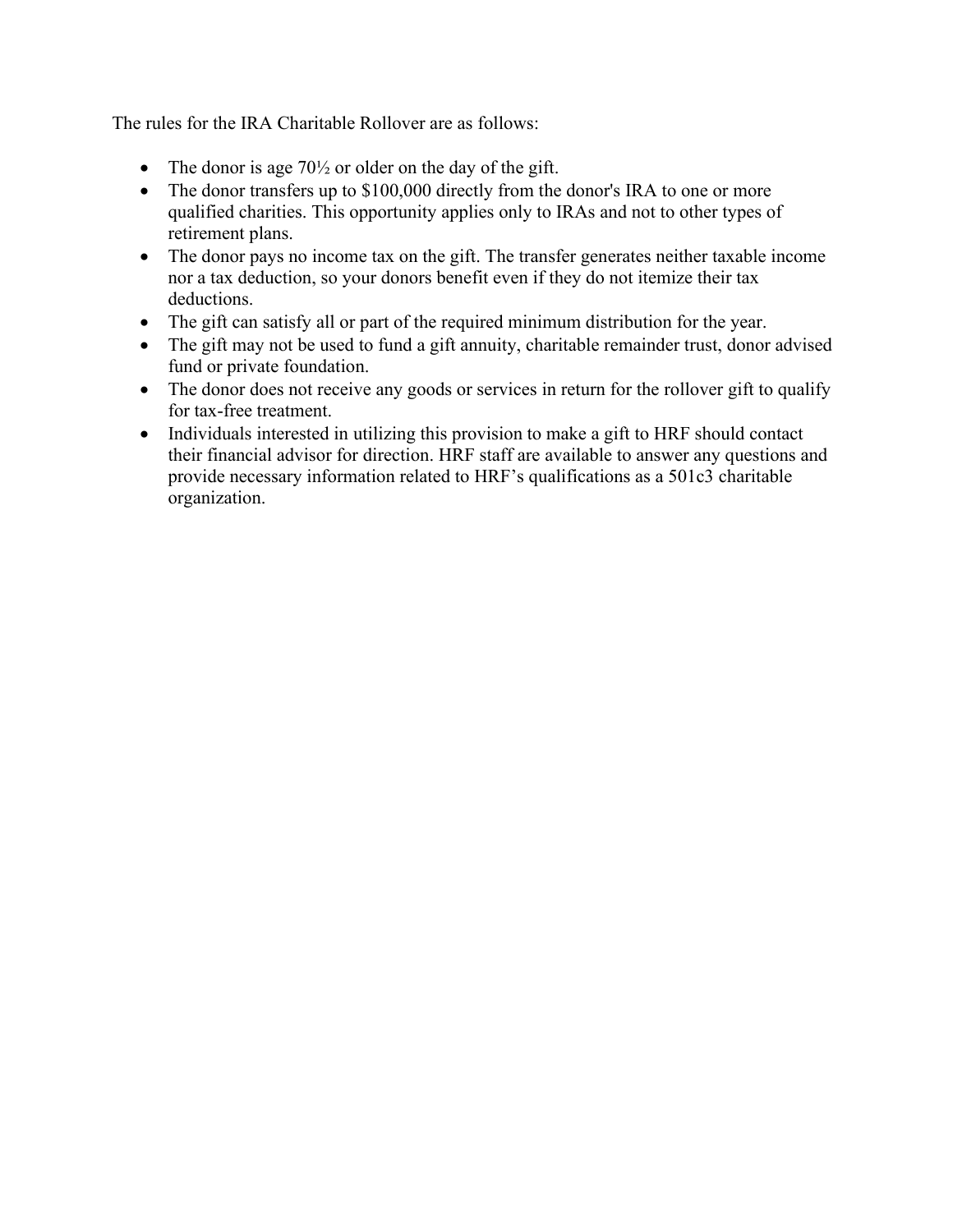The rules for the IRA Charitable Rollover are as follows:

- The donor is age 70½ or older on the day of the gift.
- The donor transfers up to $100,000 directly from the donor's IRA to one or more qualified charities. This opportunity applies only to IRAs and not to other types of retirement plans.
- The donor pays no income tax on the gift. The transfer generates neither taxable income nor a tax deduction, so your donors benefit even if they do not itemize their tax deductions.
- The gift can satisfy all or part of the required minimum distribution for the year.
- The gift may not be used to fund a gift annuity, charitable remainder trust, donor advised fund or private foundation.
- The donor does not receive any goods or services in return for the rollover gift to qualify for tax-free treatment.
- Individuals interested in utilizing this provision to make a gift to HRF should contact their financial advisor for direction. HRF staff are available to answer any questions and provide necessary information related to HRF's qualifications as a 501c3 charitable organization.